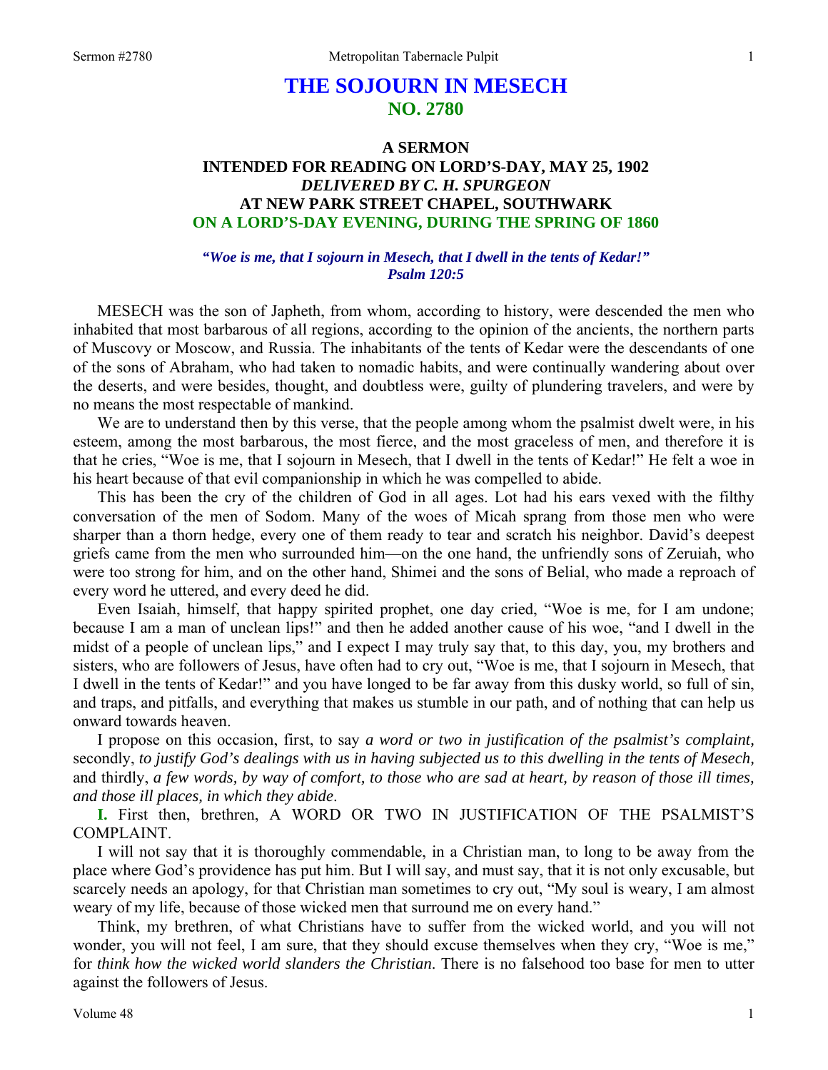# THE SOJOURN IN MESECH
## NO. 2780

### A SERMON
### INTENDED FOR READING ON LORD'S-DAY, MAY 25, 1902
### *DELIVERED BY C. H. SPURGEON*
### AT NEW PARK STREET CHAPEL, SOUTHWARK
### ON A LORD'S-DAY EVENING, DURING THE SPRING OF 1860

***"Woe is me, that I sojourn in Mesech, that I dwell in the tents of Kedar!"***
***Psalm 120:5***

MESECH was the son of Japheth, from whom, according to history, were descended the men who inhabited that most barbarous of all regions, according to the opinion of the ancients, the northern parts of Muscovy or Moscow, and Russia. The inhabitants of the tents of Kedar were the descendants of one of the sons of Abraham, who had taken to nomadic habits, and were continually wandering about over the deserts, and were besides, thought, and doubtless were, guilty of plundering travelers, and were by no means the most respectable of mankind.

We are to understand then by this verse, that the people among whom the psalmist dwelt were, in his esteem, among the most barbarous, the most fierce, and the most graceless of men, and therefore it is that he cries, "Woe is me, that I sojourn in Mesech, that I dwell in the tents of Kedar!" He felt a woe in his heart because of that evil companionship in which he was compelled to abide.

This has been the cry of the children of God in all ages. Lot had his ears vexed with the filthy conversation of the men of Sodom. Many of the woes of Micah sprang from those men who were sharper than a thorn hedge, every one of them ready to tear and scratch his neighbor. David's deepest griefs came from the men who surrounded him—on the one hand, the unfriendly sons of Zeruiah, who were too strong for him, and on the other hand, Shimei and the sons of Belial, who made a reproach of every word he uttered, and every deed he did.

Even Isaiah, himself, that happy spirited prophet, one day cried, "Woe is me, for I am undone; because I am a man of unclean lips!" and then he added another cause of his woe, "and I dwell in the midst of a people of unclean lips," and I expect I may truly say that, to this day, you, my brothers and sisters, who are followers of Jesus, have often had to cry out, "Woe is me, that I sojourn in Mesech, that I dwell in the tents of Kedar!" and you have longed to be far away from this dusky world, so full of sin, and traps, and pitfalls, and everything that makes us stumble in our path, and of nothing that can help us onward towards heaven.

I propose on this occasion, first, to say *a word or two in justification of the psalmist's complaint,* secondly, *to justify God's dealings with us in having subjected us to this dwelling in the tents of Mesech,* and thirdly, *a few words, by way of comfort, to those who are sad at heart, by reason of those ill times, and those ill places, in which they abide*.

**I.** First then, brethren, A WORD OR TWO IN JUSTIFICATION OF THE PSALMIST'S COMPLAINT.

I will not say that it is thoroughly commendable, in a Christian man, to long to be away from the place where God's providence has put him. But I will say, and must say, that it is not only excusable, but scarcely needs an apology, for that Christian man sometimes to cry out, "My soul is weary, I am almost weary of my life, because of those wicked men that surround me on every hand."

Think, my brethren, of what Christians have to suffer from the wicked world, and you will not wonder, you will not feel, I am sure, that they should excuse themselves when they cry, "Woe is me," for *think how the wicked world slanders the Christian*. There is no falsehood too base for men to utter against the followers of Jesus.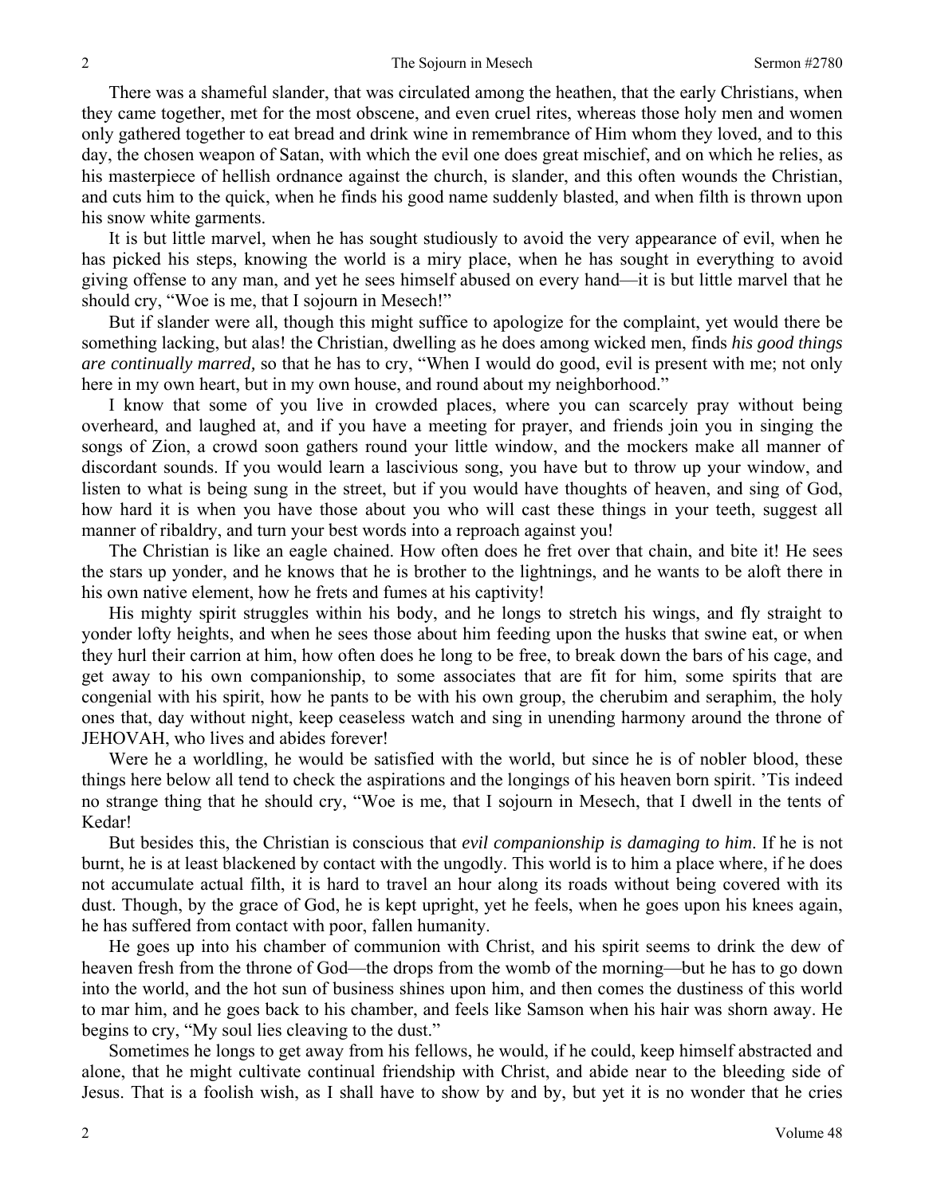There was a shameful slander, that was circulated among the heathen, that the early Christians, when they came together, met for the most obscene, and even cruel rites, whereas those holy men and women only gathered together to eat bread and drink wine in remembrance of Him whom they loved, and to this day, the chosen weapon of Satan, with which the evil one does great mischief, and on which he relies, as his masterpiece of hellish ordnance against the church, is slander, and this often wounds the Christian, and cuts him to the quick, when he finds his good name suddenly blasted, and when filth is thrown upon his snow white garments.

It is but little marvel, when he has sought studiously to avoid the very appearance of evil, when he has picked his steps, knowing the world is a miry place, when he has sought in everything to avoid giving offense to any man, and yet he sees himself abused on every hand—it is but little marvel that he should cry, "Woe is me, that I sojourn in Mesech!"

But if slander were all, though this might suffice to apologize for the complaint, yet would there be something lacking, but alas! the Christian, dwelling as he does among wicked men, finds *his good things are continually marred,* so that he has to cry, "When I would do good, evil is present with me; not only here in my own heart, but in my own house, and round about my neighborhood."

I know that some of you live in crowded places, where you can scarcely pray without being overheard, and laughed at, and if you have a meeting for prayer, and friends join you in singing the songs of Zion, a crowd soon gathers round your little window, and the mockers make all manner of discordant sounds. If you would learn a lascivious song, you have but to throw up your window, and listen to what is being sung in the street, but if you would have thoughts of heaven, and sing of God, how hard it is when you have those about you who will cast these things in your teeth, suggest all manner of ribaldry, and turn your best words into a reproach against you!

The Christian is like an eagle chained. How often does he fret over that chain, and bite it! He sees the stars up yonder, and he knows that he is brother to the lightnings, and he wants to be aloft there in his own native element, how he frets and fumes at his captivity!

His mighty spirit struggles within his body, and he longs to stretch his wings, and fly straight to yonder lofty heights, and when he sees those about him feeding upon the husks that swine eat, or when they hurl their carrion at him, how often does he long to be free, to break down the bars of his cage, and get away to his own companionship, to some associates that are fit for him, some spirits that are congenial with his spirit, how he pants to be with his own group, the cherubim and seraphim, the holy ones that, day without night, keep ceaseless watch and sing in unending harmony around the throne of JEHOVAH, who lives and abides forever!

Were he a worldling, he would be satisfied with the world, but since he is of nobler blood, these things here below all tend to check the aspirations and the longings of his heaven born spirit. 'Tis indeed no strange thing that he should cry, "Woe is me, that I sojourn in Mesech, that I dwell in the tents of Kedar!

But besides this, the Christian is conscious that *evil companionship is damaging to him*. If he is not burnt, he is at least blackened by contact with the ungodly. This world is to him a place where, if he does not accumulate actual filth, it is hard to travel an hour along its roads without being covered with its dust. Though, by the grace of God, he is kept upright, yet he feels, when he goes upon his knees again, he has suffered from contact with poor, fallen humanity.

He goes up into his chamber of communion with Christ, and his spirit seems to drink the dew of heaven fresh from the throne of God—the drops from the womb of the morning—but he has to go down into the world, and the hot sun of business shines upon him, and then comes the dustiness of this world to mar him, and he goes back to his chamber, and feels like Samson when his hair was shorn away. He begins to cry, "My soul lies cleaving to the dust."

Sometimes he longs to get away from his fellows, he would, if he could, keep himself abstracted and alone, that he might cultivate continual friendship with Christ, and abide near to the bleeding side of Jesus. That is a foolish wish, as I shall have to show by and by, but yet it is no wonder that he cries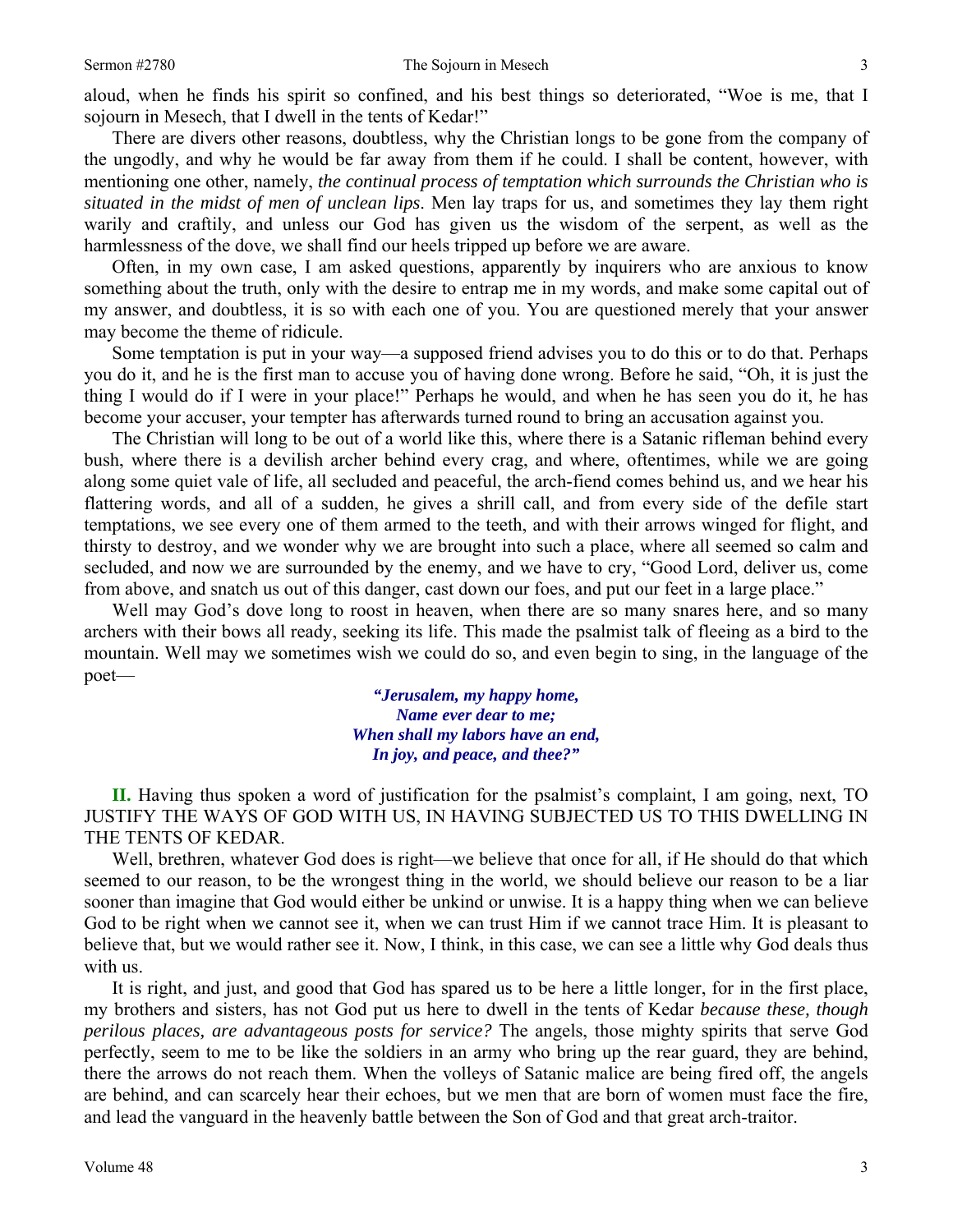aloud, when he finds his spirit so confined, and his best things so deteriorated, "Woe is me, that I sojourn in Mesech, that I dwell in the tents of Kedar!"

There are divers other reasons, doubtless, why the Christian longs to be gone from the company of the ungodly, and why he would be far away from them if he could. I shall be content, however, with mentioning one other, namely, *the continual process of temptation which surrounds the Christian who is situated in the midst of men of unclean lips*. Men lay traps for us, and sometimes they lay them right warily and craftily, and unless our God has given us the wisdom of the serpent, as well as the harmlessness of the dove, we shall find our heels tripped up before we are aware.

Often, in my own case, I am asked questions, apparently by inquirers who are anxious to know something about the truth, only with the desire to entrap me in my words, and make some capital out of my answer, and doubtless, it is so with each one of you. You are questioned merely that your answer may become the theme of ridicule.

Some temptation is put in your way—a supposed friend advises you to do this or to do that. Perhaps you do it, and he is the first man to accuse you of having done wrong. Before he said, "Oh, it is just the thing I would do if I were in your place!" Perhaps he would, and when he has seen you do it, he has become your accuser, your tempter has afterwards turned round to bring an accusation against you.

The Christian will long to be out of a world like this, where there is a Satanic rifleman behind every bush, where there is a devilish archer behind every crag, and where, oftentimes, while we are going along some quiet vale of life, all secluded and peaceful, the arch-fiend comes behind us, and we hear his flattering words, and all of a sudden, he gives a shrill call, and from every side of the defile start temptations, we see every one of them armed to the teeth, and with their arrows winged for flight, and thirsty to destroy, and we wonder why we are brought into such a place, where all seemed so calm and secluded, and now we are surrounded by the enemy, and we have to cry, "Good Lord, deliver us, come from above, and snatch us out of this danger, cast down our foes, and put our feet in a large place."

Well may God's dove long to roost in heaven, when there are so many snares here, and so many archers with their bows all ready, seeking its life. This made the psalmist talk of fleeing as a bird to the mountain. Well may we sometimes wish we could do so, and even begin to sing, in the language of the poet—

> ***"Jerusalem, my happy home,***
> ***Name ever dear to me;***
> ***When shall my labors have an end,***
> ***In joy, and peace, and thee?"***

**II.** Having thus spoken a word of justification for the psalmist's complaint, I am going, next, TO JUSTIFY THE WAYS OF GOD WITH US, IN HAVING SUBJECTED US TO THIS DWELLING IN THE TENTS OF KEDAR.

Well, brethren, whatever God does is right—we believe that once for all, if He should do that which seemed to our reason, to be the wrongest thing in the world, we should believe our reason to be a liar sooner than imagine that God would either be unkind or unwise. It is a happy thing when we can believe God to be right when we cannot see it, when we can trust Him if we cannot trace Him. It is pleasant to believe that, but we would rather see it. Now, I think, in this case, we can see a little why God deals thus with us.

It is right, and just, and good that God has spared us to be here a little longer, for in the first place, my brothers and sisters, has not God put us here to dwell in the tents of Kedar *because these, though perilous places, are advantageous posts for service?* The angels, those mighty spirits that serve God perfectly, seem to me to be like the soldiers in an army who bring up the rear guard, they are behind, there the arrows do not reach them. When the volleys of Satanic malice are being fired off, the angels are behind, and can scarcely hear their echoes, but we men that are born of women must face the fire, and lead the vanguard in the heavenly battle between the Son of God and that great arch-traitor.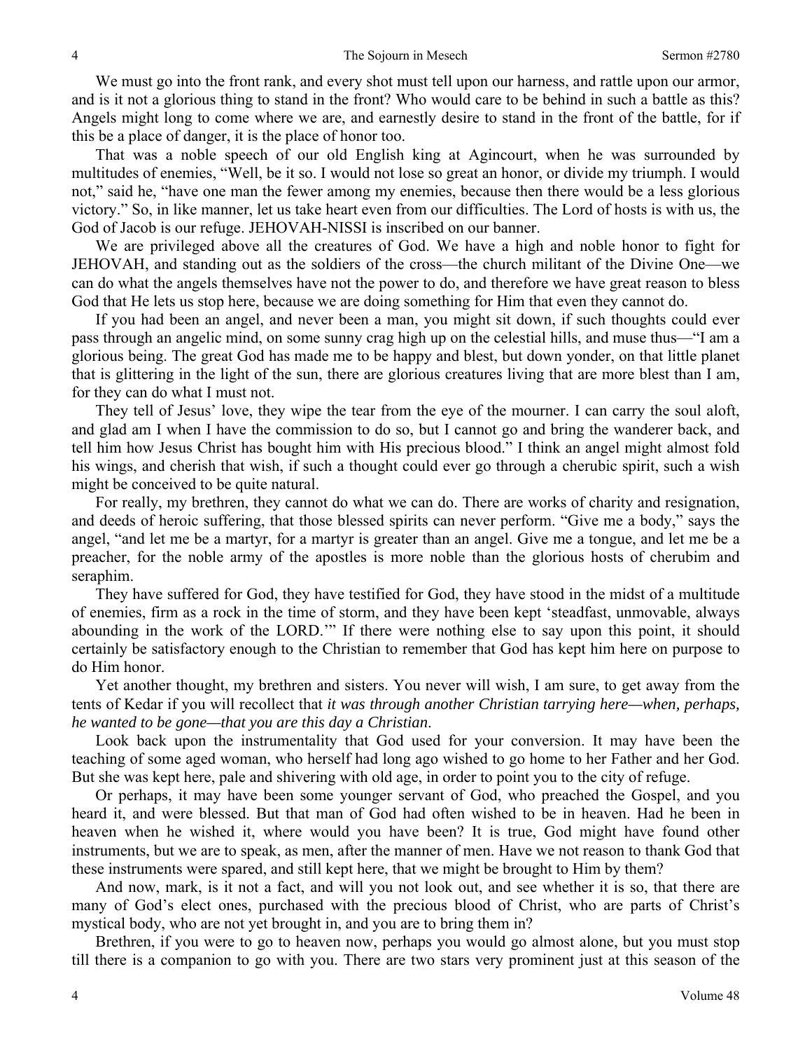We must go into the front rank, and every shot must tell upon our harness, and rattle upon our armor, and is it not a glorious thing to stand in the front? Who would care to be behind in such a battle as this? Angels might long to come where we are, and earnestly desire to stand in the front of the battle, for if this be a place of danger, it is the place of honor too.

That was a noble speech of our old English king at Agincourt, when he was surrounded by multitudes of enemies, "Well, be it so. I would not lose so great an honor, or divide my triumph. I would not," said he, "have one man the fewer among my enemies, because then there would be a less glorious victory." So, in like manner, let us take heart even from our difficulties. The Lord of hosts is with us, the God of Jacob is our refuge. JEHOVAH-NISSI is inscribed on our banner.

We are privileged above all the creatures of God. We have a high and noble honor to fight for JEHOVAH, and standing out as the soldiers of the cross—the church militant of the Divine One—we can do what the angels themselves have not the power to do, and therefore we have great reason to bless God that He lets us stop here, because we are doing something for Him that even they cannot do.

If you had been an angel, and never been a man, you might sit down, if such thoughts could ever pass through an angelic mind, on some sunny crag high up on the celestial hills, and muse thus—"I am a glorious being. The great God has made me to be happy and blest, but down yonder, on that little planet that is glittering in the light of the sun, there are glorious creatures living that are more blest than I am, for they can do what I must not.

They tell of Jesus' love, they wipe the tear from the eye of the mourner. I can carry the soul aloft, and glad am I when I have the commission to do so, but I cannot go and bring the wanderer back, and tell him how Jesus Christ has bought him with His precious blood." I think an angel might almost fold his wings, and cherish that wish, if such a thought could ever go through a cherubic spirit, such a wish might be conceived to be quite natural.

For really, my brethren, they cannot do what we can do. There are works of charity and resignation, and deeds of heroic suffering, that those blessed spirits can never perform. "Give me a body," says the angel, "and let me be a martyr, for a martyr is greater than an angel. Give me a tongue, and let me be a preacher, for the noble army of the apostles is more noble than the glorious hosts of cherubim and seraphim.

They have suffered for God, they have testified for God, they have stood in the midst of a multitude of enemies, firm as a rock in the time of storm, and they have been kept 'steadfast, unmovable, always abounding in the work of the LORD.'" If there were nothing else to say upon this point, it should certainly be satisfactory enough to the Christian to remember that God has kept him here on purpose to do Him honor.

Yet another thought, my brethren and sisters. You never will wish, I am sure, to get away from the tents of Kedar if you will recollect that *it was through another Christian tarrying here—when, perhaps, he wanted to be gone—that you are this day a Christian*.

Look back upon the instrumentality that God used for your conversion. It may have been the teaching of some aged woman, who herself had long ago wished to go home to her Father and her God. But she was kept here, pale and shivering with old age, in order to point you to the city of refuge.

Or perhaps, it may have been some younger servant of God, who preached the Gospel, and you heard it, and were blessed. But that man of God had often wished to be in heaven. Had he been in heaven when he wished it, where would you have been? It is true, God might have found other instruments, but we are to speak, as men, after the manner of men. Have we not reason to thank God that these instruments were spared, and still kept here, that we might be brought to Him by them?

And now, mark, is it not a fact, and will you not look out, and see whether it is so, that there are many of God's elect ones, purchased with the precious blood of Christ, who are parts of Christ's mystical body, who are not yet brought in, and you are to bring them in?

Brethren, if you were to go to heaven now, perhaps you would go almost alone, but you must stop till there is a companion to go with you. There are two stars very prominent just at this season of the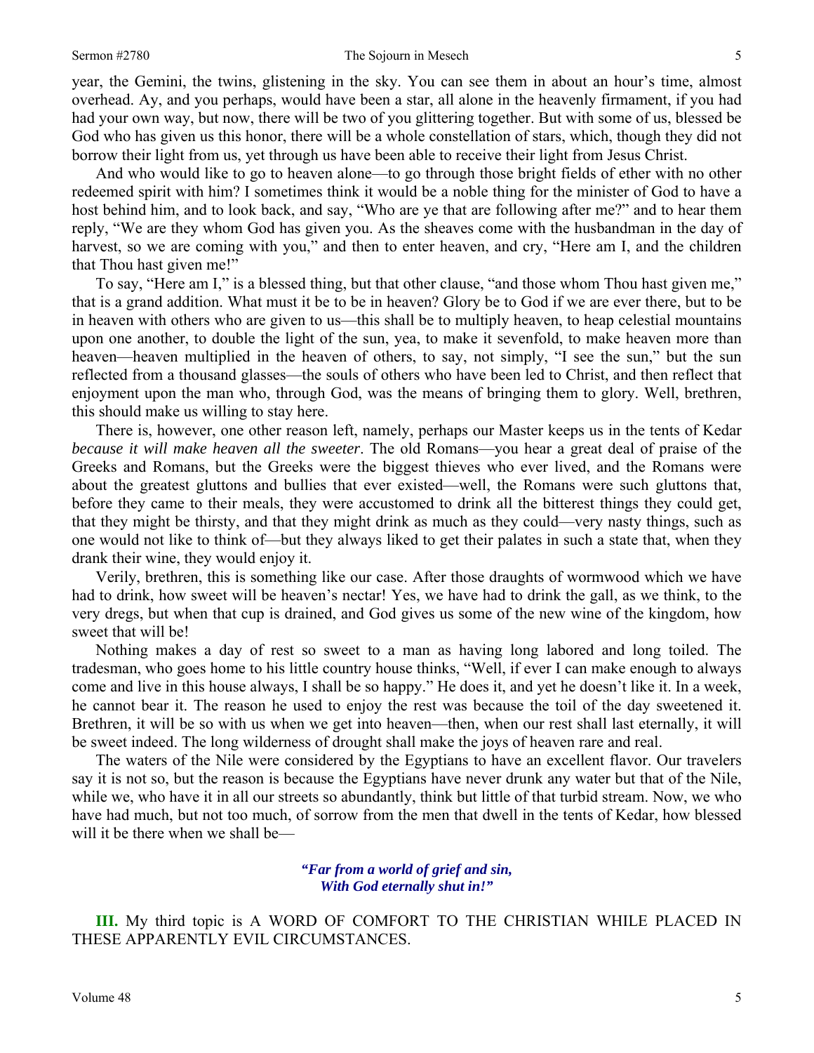year, the Gemini, the twins, glistening in the sky. You can see them in about an hour's time, almost overhead. Ay, and you perhaps, would have been a star, all alone in the heavenly firmament, if you had had your own way, but now, there will be two of you glittering together. But with some of us, blessed be God who has given us this honor, there will be a whole constellation of stars, which, though they did not borrow their light from us, yet through us have been able to receive their light from Jesus Christ.

And who would like to go to heaven alone—to go through those bright fields of ether with no other redeemed spirit with him? I sometimes think it would be a noble thing for the minister of God to have a host behind him, and to look back, and say, "Who are ye that are following after me?" and to hear them reply, "We are they whom God has given you. As the sheaves come with the husbandman in the day of harvest, so we are coming with you," and then to enter heaven, and cry, "Here am I, and the children that Thou hast given me!"

To say, "Here am I," is a blessed thing, but that other clause, "and those whom Thou hast given me," that is a grand addition. What must it be to be in heaven? Glory be to God if we are ever there, but to be in heaven with others who are given to us—this shall be to multiply heaven, to heap celestial mountains upon one another, to double the light of the sun, yea, to make it sevenfold, to make heaven more than heaven—heaven multiplied in the heaven of others, to say, not simply, "I see the sun," but the sun reflected from a thousand glasses—the souls of others who have been led to Christ, and then reflect that enjoyment upon the man who, through God, was the means of bringing them to glory. Well, brethren, this should make us willing to stay here.

There is, however, one other reason left, namely, perhaps our Master keeps us in the tents of Kedar *because it will make heaven all the sweeter*. The old Romans—you hear a great deal of praise of the Greeks and Romans, but the Greeks were the biggest thieves who ever lived, and the Romans were about the greatest gluttons and bullies that ever existed—well, the Romans were such gluttons that, before they came to their meals, they were accustomed to drink all the bitterest things they could get, that they might be thirsty, and that they might drink as much as they could—very nasty things, such as one would not like to think of—but they always liked to get their palates in such a state that, when they drank their wine, they would enjoy it.

Verily, brethren, this is something like our case. After those draughts of wormwood which we have had to drink, how sweet will be heaven's nectar! Yes, we have had to drink the gall, as we think, to the very dregs, but when that cup is drained, and God gives us some of the new wine of the kingdom, how sweet that will be!

Nothing makes a day of rest so sweet to a man as having long labored and long toiled. The tradesman, who goes home to his little country house thinks, "Well, if ever I can make enough to always come and live in this house always, I shall be so happy." He does it, and yet he doesn't like it. In a week, he cannot bear it. The reason he used to enjoy the rest was because the toil of the day sweetened it. Brethren, it will be so with us when we get into heaven—then, when our rest shall last eternally, it will be sweet indeed. The long wilderness of drought shall make the joys of heaven rare and real.

The waters of the Nile were considered by the Egyptians to have an excellent flavor. Our travelers say it is not so, but the reason is because the Egyptians have never drunk any water but that of the Nile, while we, who have it in all our streets so abundantly, think but little of that turbid stream. Now, we who have had much, but not too much, of sorrow from the men that dwell in the tents of Kedar, how blessed will it be there when we shall be—

> ***"Far from a world of grief and sin,***
> ***With God eternally shut in!"***

**III.** My third topic is A WORD OF COMFORT TO THE CHRISTIAN WHILE PLACED IN THESE APPARENTLY EVIL CIRCUMSTANCES.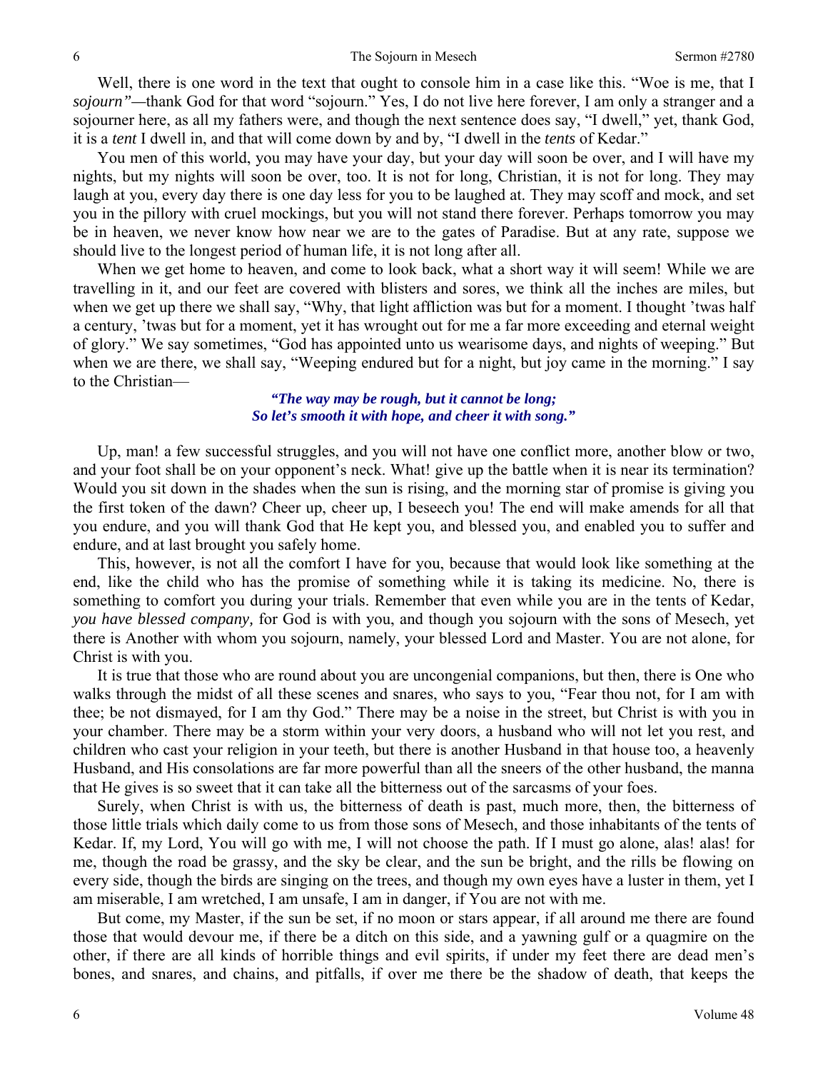Well, there is one word in the text that ought to console him in a case like this. "Woe is me, that I *sojourn"*—thank God for that word "sojourn." Yes, I do not live here forever, I am only a stranger and a sojourner here, as all my fathers were, and though the next sentence does say, "I dwell," yet, thank God, it is a *tent* I dwell in, and that will come down by and by, "I dwell in the *tents* of Kedar."

You men of this world, you may have your day, but your day will soon be over, and I will have my nights, but my nights will soon be over, too. It is not for long, Christian, it is not for long. They may laugh at you, every day there is one day less for you to be laughed at. They may scoff and mock, and set you in the pillory with cruel mockings, but you will not stand there forever. Perhaps tomorrow you may be in heaven, we never know how near we are to the gates of Paradise. But at any rate, suppose we should live to the longest period of human life, it is not long after all.

When we get home to heaven, and come to look back, what a short way it will seem! While we are travelling in it, and our feet are covered with blisters and sores, we think all the inches are miles, but when we get up there we shall say, "Why, that light affliction was but for a moment. I thought 'twas half a century, 'twas but for a moment, yet it has wrought out for me a far more exceeding and eternal weight of glory." We say sometimes, "God has appointed unto us wearisome days, and nights of weeping." But when we are there, we shall say, "Weeping endured but for a night, but joy came in the morning." I say to the Christian—

> ***"The way may be rough, but it cannot be long;***
> ***So let's smooth it with hope, and cheer it with song."***

Up, man! a few successful struggles, and you will not have one conflict more, another blow or two, and your foot shall be on your opponent's neck. What! give up the battle when it is near its termination? Would you sit down in the shades when the sun is rising, and the morning star of promise is giving you the first token of the dawn? Cheer up, cheer up, I beseech you! The end will make amends for all that you endure, and you will thank God that He kept you, and blessed you, and enabled you to suffer and endure, and at last brought you safely home.

This, however, is not all the comfort I have for you, because that would look like something at the end, like the child who has the promise of something while it is taking its medicine. No, there is something to comfort you during your trials. Remember that even while you are in the tents of Kedar, *you have blessed company,* for God is with you, and though you sojourn with the sons of Mesech, yet there is Another with whom you sojourn, namely, your blessed Lord and Master. You are not alone, for Christ is with you.

It is true that those who are round about you are uncongenial companions, but then, there is One who walks through the midst of all these scenes and snares, who says to you, "Fear thou not, for I am with thee; be not dismayed, for I am thy God." There may be a noise in the street, but Christ is with you in your chamber. There may be a storm within your very doors, a husband who will not let you rest, and children who cast your religion in your teeth, but there is another Husband in that house too, a heavenly Husband, and His consolations are far more powerful than all the sneers of the other husband, the manna that He gives is so sweet that it can take all the bitterness out of the sarcasms of your foes.

Surely, when Christ is with us, the bitterness of death is past, much more, then, the bitterness of those little trials which daily come to us from those sons of Mesech, and those inhabitants of the tents of Kedar. If, my Lord, You will go with me, I will not choose the path. If I must go alone, alas! alas! for me, though the road be grassy, and the sky be clear, and the sun be bright, and the rills be flowing on every side, though the birds are singing on the trees, and though my own eyes have a luster in them, yet I am miserable, I am wretched, I am unsafe, I am in danger, if You are not with me.

But come, my Master, if the sun be set, if no moon or stars appear, if all around me there are found those that would devour me, if there be a ditch on this side, and a yawning gulf or a quagmire on the other, if there are all kinds of horrible things and evil spirits, if under my feet there are dead men's bones, and snares, and chains, and pitfalls, if over me there be the shadow of death, that keeps the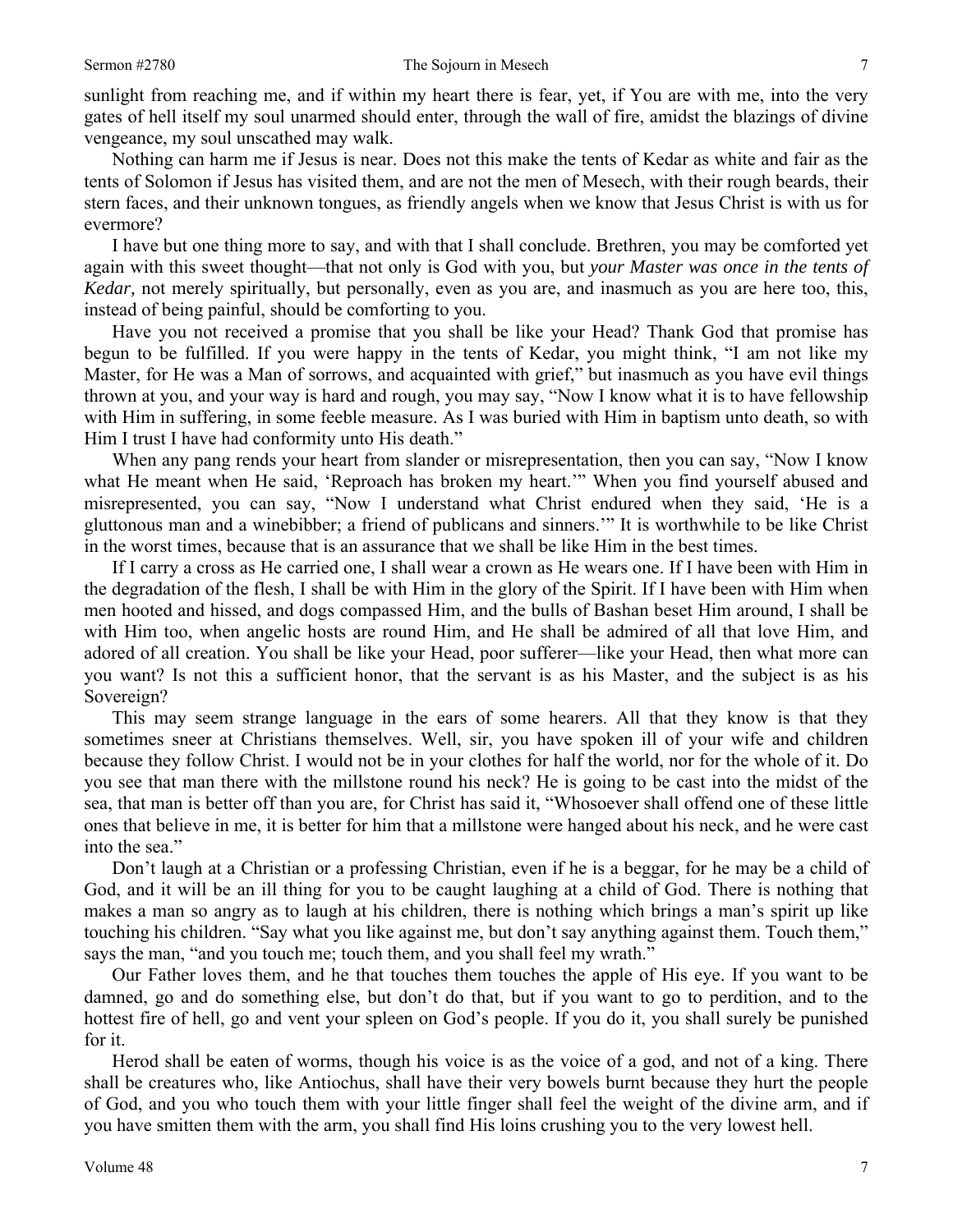sunlight from reaching me, and if within my heart there is fear, yet, if You are with me, into the very gates of hell itself my soul unarmed should enter, through the wall of fire, amidst the blazings of divine vengeance, my soul unscathed may walk.

Nothing can harm me if Jesus is near. Does not this make the tents of Kedar as white and fair as the tents of Solomon if Jesus has visited them, and are not the men of Mesech, with their rough beards, their stern faces, and their unknown tongues, as friendly angels when we know that Jesus Christ is with us for evermore?

I have but one thing more to say, and with that I shall conclude. Brethren, you may be comforted yet again with this sweet thought—that not only is God with you, but *your Master was once in the tents of Kedar,* not merely spiritually, but personally, even as you are, and inasmuch as you are here too, this, instead of being painful, should be comforting to you.

Have you not received a promise that you shall be like your Head? Thank God that promise has begun to be fulfilled. If you were happy in the tents of Kedar, you might think, "I am not like my Master, for He was a Man of sorrows, and acquainted with grief," but inasmuch as you have evil things thrown at you, and your way is hard and rough, you may say, "Now I know what it is to have fellowship with Him in suffering, in some feeble measure. As I was buried with Him in baptism unto death, so with Him I trust I have had conformity unto His death."

When any pang rends your heart from slander or misrepresentation, then you can say, "Now I know what He meant when He said, 'Reproach has broken my heart.'" When you find yourself abused and misrepresented, you can say, "Now I understand what Christ endured when they said, 'He is a gluttonous man and a winebibber; a friend of publicans and sinners.'" It is worthwhile to be like Christ in the worst times, because that is an assurance that we shall be like Him in the best times.

If I carry a cross as He carried one, I shall wear a crown as He wears one. If I have been with Him in the degradation of the flesh, I shall be with Him in the glory of the Spirit. If I have been with Him when men hooted and hissed, and dogs compassed Him, and the bulls of Bashan beset Him around, I shall be with Him too, when angelic hosts are round Him, and He shall be admired of all that love Him, and adored of all creation. You shall be like your Head, poor sufferer—like your Head, then what more can you want? Is not this a sufficient honor, that the servant is as his Master, and the subject is as his Sovereign?

This may seem strange language in the ears of some hearers. All that they know is that they sometimes sneer at Christians themselves. Well, sir, you have spoken ill of your wife and children because they follow Christ. I would not be in your clothes for half the world, nor for the whole of it. Do you see that man there with the millstone round his neck? He is going to be cast into the midst of the sea, that man is better off than you are, for Christ has said it, "Whosoever shall offend one of these little ones that believe in me, it is better for him that a millstone were hanged about his neck, and he were cast into the sea."

Don't laugh at a Christian or a professing Christian, even if he is a beggar, for he may be a child of God, and it will be an ill thing for you to be caught laughing at a child of God. There is nothing that makes a man so angry as to laugh at his children, there is nothing which brings a man's spirit up like touching his children. "Say what you like against me, but don't say anything against them. Touch them," says the man, "and you touch me; touch them, and you shall feel my wrath."

Our Father loves them, and he that touches them touches the apple of His eye. If you want to be damned, go and do something else, but don't do that, but if you want to go to perdition, and to the hottest fire of hell, go and vent your spleen on God's people. If you do it, you shall surely be punished for it.

Herod shall be eaten of worms, though his voice is as the voice of a god, and not of a king. There shall be creatures who, like Antiochus, shall have their very bowels burnt because they hurt the people of God, and you who touch them with your little finger shall feel the weight of the divine arm, and if you have smitten them with the arm, you shall find His loins crushing you to the very lowest hell.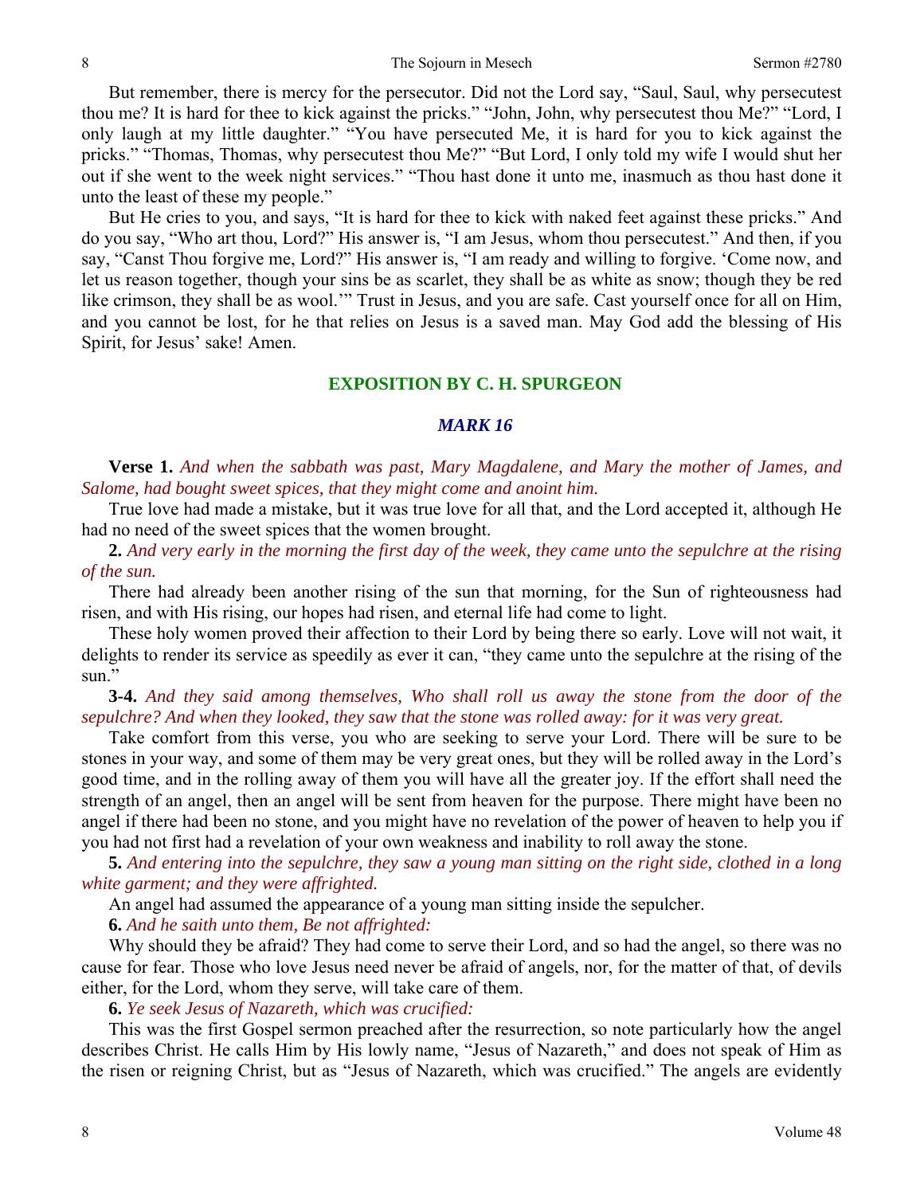But remember, there is mercy for the persecutor. Did not the Lord say, "Saul, Saul, why persecutest thou me? It is hard for thee to kick against the pricks." "John, John, why persecutest thou Me?" "Lord, I only laugh at my little daughter." "You have persecuted Me, it is hard for you to kick against the pricks." "Thomas, Thomas, why persecutest thou Me?" "But Lord, I only told my wife I would shut her out if she went to the week night services." "Thou hast done it unto me, inasmuch as thou hast done it unto the least of these my people."

But He cries to you, and says, "It is hard for thee to kick with naked feet against these pricks." And do you say, "Who art thou, Lord?" His answer is, "I am Jesus, whom thou persecutest." And then, if you say, "Canst Thou forgive me, Lord?" His answer is, "I am ready and willing to forgive. 'Come now, and let us reason together, though your sins be as scarlet, they shall be as white as snow; though they be red like crimson, they shall be as wool.'" Trust in Jesus, and you are safe. Cast yourself once for all on Him, and you cannot be lost, for he that relies on Jesus is a saved man. May God add the blessing of His Spirit, for Jesus' sake! Amen.

## EXPOSITION BY C. H. SPURGEON

### *MARK 16*

**Verse 1.** *And when the sabbath was past, Mary Magdalene, and Mary the mother of James, and Salome, had bought sweet spices, that they might come and anoint him.*

True love had made a mistake, but it was true love for all that, and the Lord accepted it, although He had no need of the sweet spices that the women brought.

**2.** *And very early in the morning the first day of the week, they came unto the sepulchre at the rising of the sun.*

There had already been another rising of the sun that morning, for the Sun of righteousness had risen, and with His rising, our hopes had risen, and eternal life had come to light.

These holy women proved their affection to their Lord by being there so early. Love will not wait, it delights to render its service as speedily as ever it can, "they came unto the sepulchre at the rising of the sun."

**3-4.** *And they said among themselves, Who shall roll us away the stone from the door of the sepulchre? And when they looked, they saw that the stone was rolled away: for it was very great.*

Take comfort from this verse, you who are seeking to serve your Lord. There will be sure to be stones in your way, and some of them may be very great ones, but they will be rolled away in the Lord's good time, and in the rolling away of them you will have all the greater joy. If the effort shall need the strength of an angel, then an angel will be sent from heaven for the purpose. There might have been no angel if there had been no stone, and you might have no revelation of the power of heaven to help you if you had not first had a revelation of your own weakness and inability to roll away the stone.

**5.** *And entering into the sepulchre, they saw a young man sitting on the right side, clothed in a long white garment; and they were affrighted.*

An angel had assumed the appearance of a young man sitting inside the sepulcher.

**6.** *And he saith unto them, Be not affrighted:*

Why should they be afraid? They had come to serve their Lord, and so had the angel, so there was no cause for fear. Those who love Jesus need never be afraid of angels, nor, for the matter of that, of devils either, for the Lord, whom they serve, will take care of them.

**6.** *Ye seek Jesus of Nazareth, which was crucified:*

This was the first Gospel sermon preached after the resurrection, so note particularly how the angel describes Christ. He calls Him by His lowly name, "Jesus of Nazareth," and does not speak of Him as the risen or reigning Christ, but as "Jesus of Nazareth, which was crucified." The angels are evidently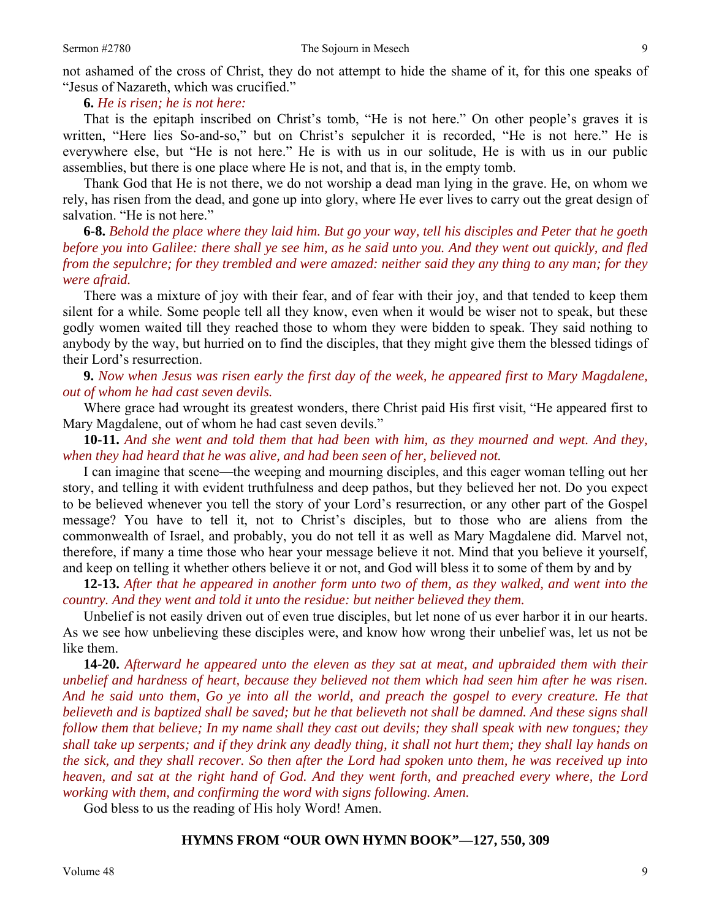not ashamed of the cross of Christ, they do not attempt to hide the shame of it, for this one speaks of "Jesus of Nazareth, which was crucified."

**6.** *He is risen; he is not here:*

That is the epitaph inscribed on Christ's tomb, "He is not here." On other people's graves it is written, "Here lies So-and-so," but on Christ's sepulcher it is recorded, "He is not here." He is everywhere else, but "He is not here." He is with us in our solitude, He is with us in our public assemblies, but there is one place where He is not, and that is, in the empty tomb.

Thank God that He is not there, we do not worship a dead man lying in the grave. He, on whom we rely, has risen from the dead, and gone up into glory, where He ever lives to carry out the great design of salvation. "He is not here."

**6-8.** *Behold the place where they laid him. But go your way, tell his disciples and Peter that he goeth before you into Galilee: there shall ye see him, as he said unto you. And they went out quickly, and fled from the sepulchre; for they trembled and were amazed: neither said they any thing to any man; for they were afraid.*

There was a mixture of joy with their fear, and of fear with their joy, and that tended to keep them silent for a while. Some people tell all they know, even when it would be wiser not to speak, but these godly women waited till they reached those to whom they were bidden to speak. They said nothing to anybody by the way, but hurried on to find the disciples, that they might give them the blessed tidings of their Lord's resurrection.

**9.** *Now when Jesus was risen early the first day of the week, he appeared first to Mary Magdalene, out of whom he had cast seven devils.*

Where grace had wrought its greatest wonders, there Christ paid His first visit, "He appeared first to Mary Magdalene, out of whom he had cast seven devils."

**10-11.** *And she went and told them that had been with him, as they mourned and wept. And they, when they had heard that he was alive, and had been seen of her, believed not.*

I can imagine that scene—the weeping and mourning disciples, and this eager woman telling out her story, and telling it with evident truthfulness and deep pathos, but they believed her not. Do you expect to be believed whenever you tell the story of your Lord's resurrection, or any other part of the Gospel message? You have to tell it, not to Christ's disciples, but to those who are aliens from the commonwealth of Israel, and probably, you do not tell it as well as Mary Magdalene did. Marvel not, therefore, if many a time those who hear your message believe it not. Mind that you believe it yourself, and keep on telling it whether others believe it or not, and God will bless it to some of them by and by

**12-13.** *After that he appeared in another form unto two of them, as they walked, and went into the country. And they went and told it unto the residue: but neither believed they them.*

Unbelief is not easily driven out of even true disciples, but let none of us ever harbor it in our hearts. As we see how unbelieving these disciples were, and know how wrong their unbelief was, let us not be like them.

**14-20.** *Afterward he appeared unto the eleven as they sat at meat, and upbraided them with their unbelief and hardness of heart, because they believed not them which had seen him after he was risen. And he said unto them, Go ye into all the world, and preach the gospel to every creature. He that believeth and is baptized shall be saved; but he that believeth not shall be damned. And these signs shall follow them that believe; In my name shall they cast out devils; they shall speak with new tongues; they shall take up serpents; and if they drink any deadly thing, it shall not hurt them; they shall lay hands on the sick, and they shall recover. So then after the Lord had spoken unto them, he was received up into heaven, and sat at the right hand of God. And they went forth, and preached every where, the Lord working with them, and confirming the word with signs following. Amen.*

God bless to us the reading of His holy Word! Amen.

**HYMNS FROM "OUR OWN HYMN BOOK"—127, 550, 309**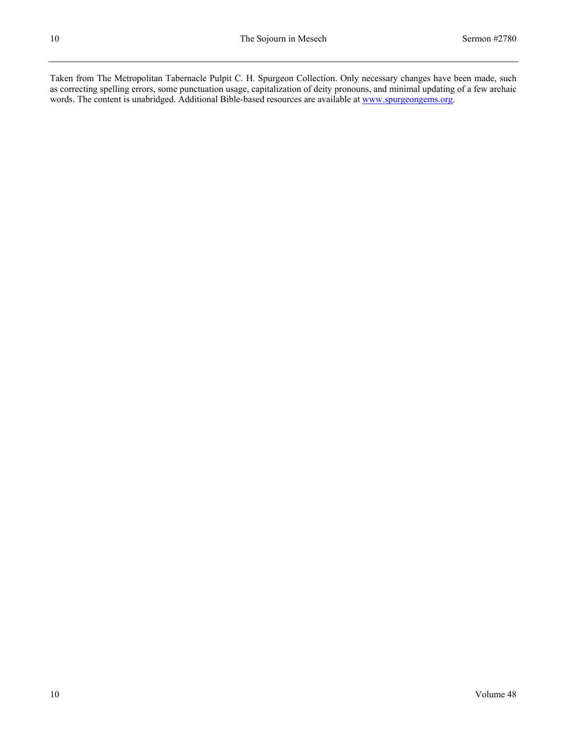Taken from The Metropolitan Tabernacle Pulpit C. H. Spurgeon Collection. Only necessary changes have been made, such as correcting spelling errors, some punctuation usage, capitalization of deity pronouns, and minimal updating of a few archaic words. The content is unabridged. Additional Bible-based resources are available at [www.spurgeongems.org](http://www.spurgeongems.org).